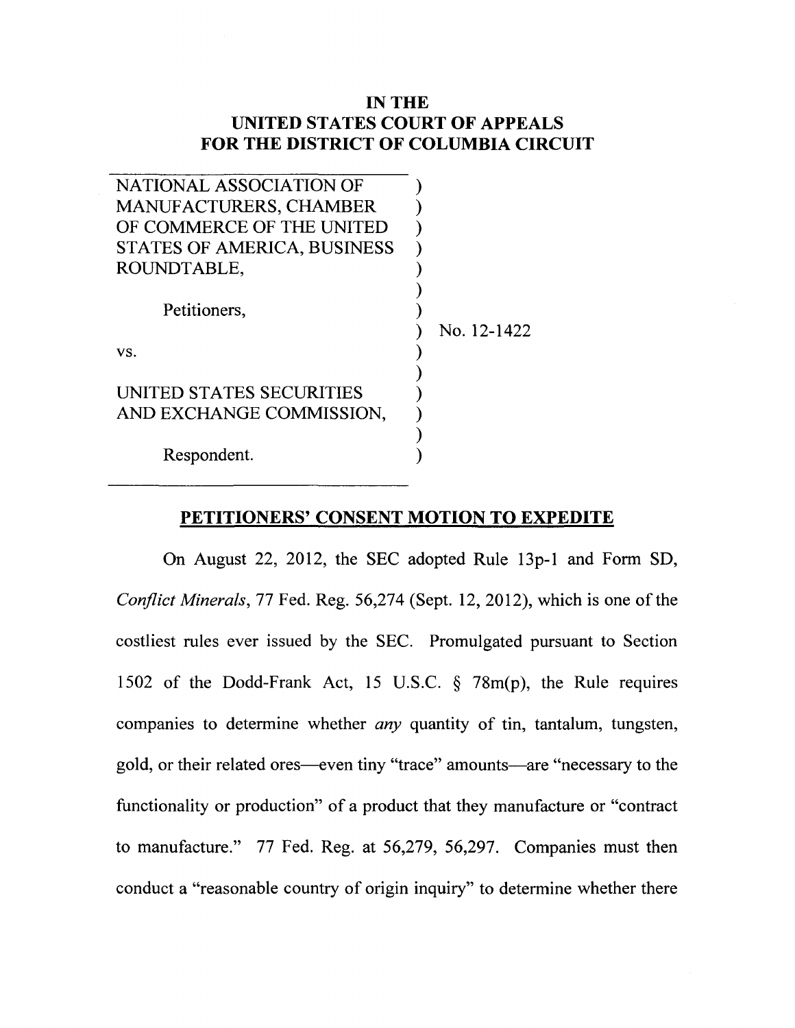# IN THE
# UNITED STATES COURT OF APPEALS
# FOR THE DISTRICT OF COLUMBIA CIRCUIT

| | | |
|---|---|---|
| NATIONAL ASSOCIATION OF MANUFACTURERS, CHAMBER OF COMMERCE OF THE UNITED STATES OF AMERICA, BUSINESS ROUNDTABLE, | ) | |
| Petitioners, | ) | |
| | ) | No. 12-1422 |
| vs. | ) | |
| UNITED STATES SECURITIES AND EXCHANGE COMMISSION, | ) | |
| Respondent. | ) | |

## PETITIONERS' CONSENT MOTION TO EXPEDITE

On August 22, 2012, the SEC adopted Rule 13p-1 and Form SD, *Conflict Minerals*, 77 Fed. Reg. 56,274 (Sept. 12, 2012), which is one of the costliest rules ever issued by the SEC. Promulgated pursuant to Section 1502 of the Dodd-Frank Act, 15 U.S.C. § 78m(p), the Rule requires companies to determine whether *any* quantity of tin, tantalum, tungsten, gold, or their related ores—even tiny "trace" amounts—are "necessary to the functionality or production" of a product that they manufacture or "contract to manufacture." 77 Fed. Reg. at 56,279, 56,297. Companies must then conduct a "reasonable country of origin inquiry" to determine whether there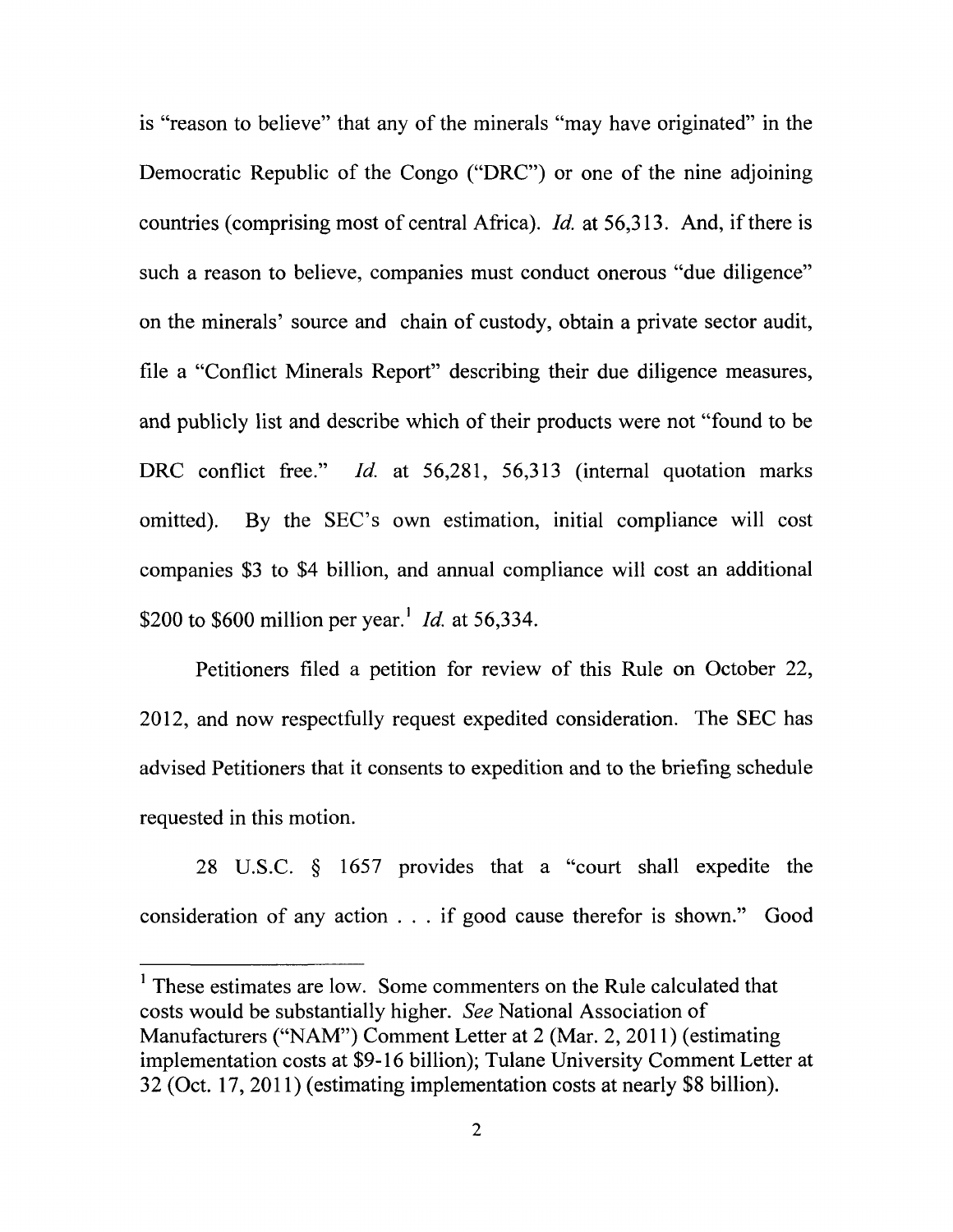is "reason to believe" that any of the minerals "may have originated" in the Democratic Republic of the Congo ("DRC") or one of the nine adjoining countries (comprising most of central Africa). *Id.* at 56,313. And, if there is such a reason to believe, companies must conduct onerous "due diligence" on the minerals' source and chain of custody, obtain a private sector audit, file a "Conflict Minerals Report" describing their due diligence measures, and publicly list and describe which of their products were not "found to be DRC conflict free." *Id.* at 56,281, 56,313 (internal quotation marks omitted). By the SEC's own estimation, initial compliance will cost companies $3 to $4 billion, and annual compliance will cost an additional $200 to $600 million per year.[1] *Id.* at 56,334.

Petitioners filed a petition for review of this Rule on October 22, 2012, and now respectfully request expedited consideration. The SEC has advised Petitioners that it consents to expedition and to the briefing schedule requested in this motion.

28 U.S.C. § 1657 provides that a "court shall expedite the consideration of any action . . . if good cause therefor is shown." Good

---

[1] These estimates are low. Some commenters on the Rule calculated that costs would be substantially higher. *See* National Association of Manufacturers ("NAM") Comment Letter at 2 (Mar. 2, 2011) (estimating implementation costs at $9-16 billion); Tulane University Comment Letter at 32 (Oct. 17, 2011) (estimating implementation costs at nearly $8 billion).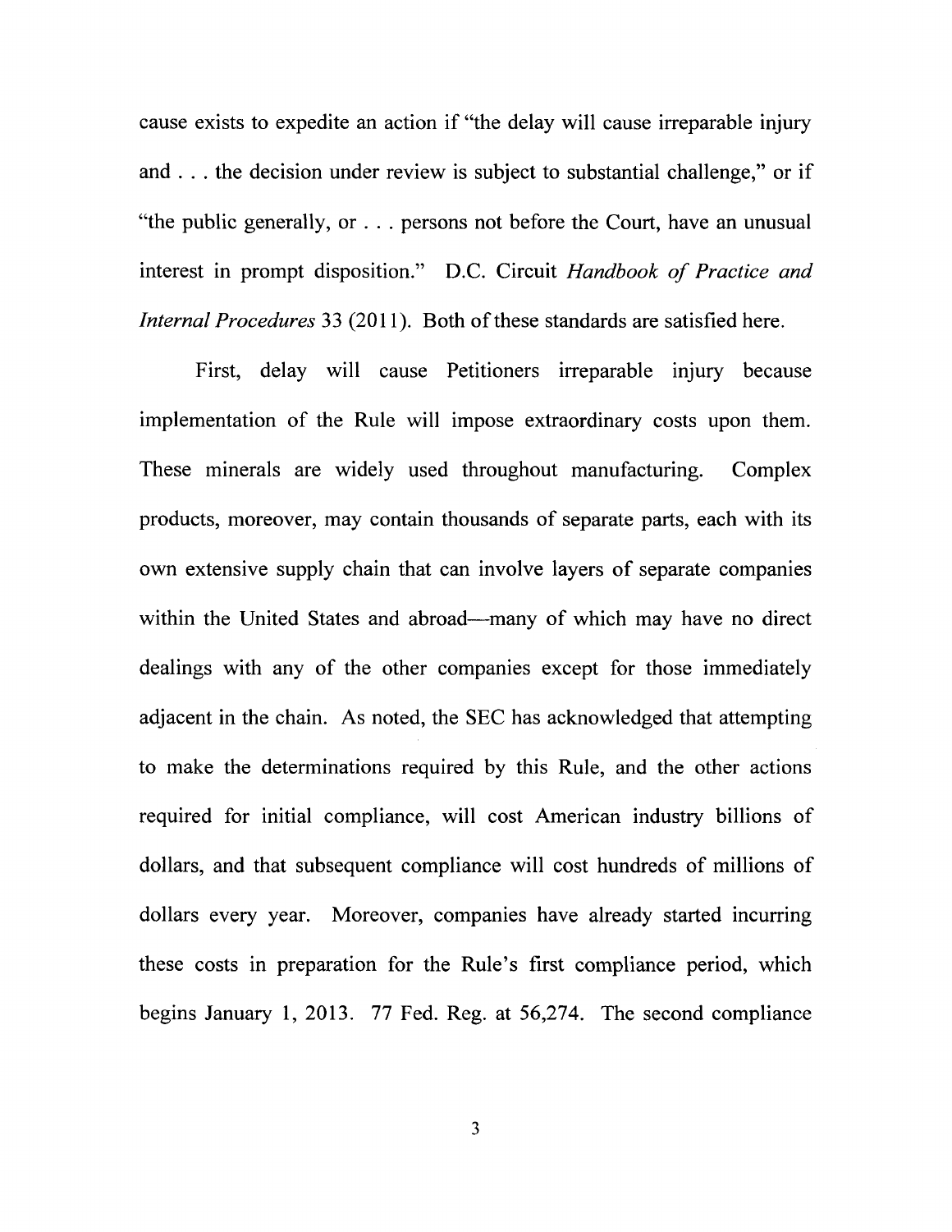cause exists to expedite an action if "the delay will cause irreparable injury and . . . the decision under review is subject to substantial challenge," or if "the public generally, or . . . persons not before the Court, have an unusual interest in prompt disposition." D.C. Circuit *Handbook of Practice and Internal Procedures* 33 (2011). Both of these standards are satisfied here.

First, delay will cause Petitioners irreparable injury because implementation of the Rule will impose extraordinary costs upon them. These minerals are widely used throughout manufacturing. Complex products, moreover, may contain thousands of separate parts, each with its own extensive supply chain that can involve layers of separate companies within the United States and abroad—many of which may have no direct dealings with any of the other companies except for those immediately adjacent in the chain. As noted, the SEC has acknowledged that attempting to make the determinations required by this Rule, and the other actions required for initial compliance, will cost American industry billions of dollars, and that subsequent compliance will cost hundreds of millions of dollars every year. Moreover, companies have already started incurring these costs in preparation for the Rule's first compliance period, which begins January 1, 2013. 77 Fed. Reg. at 56,274. The second compliance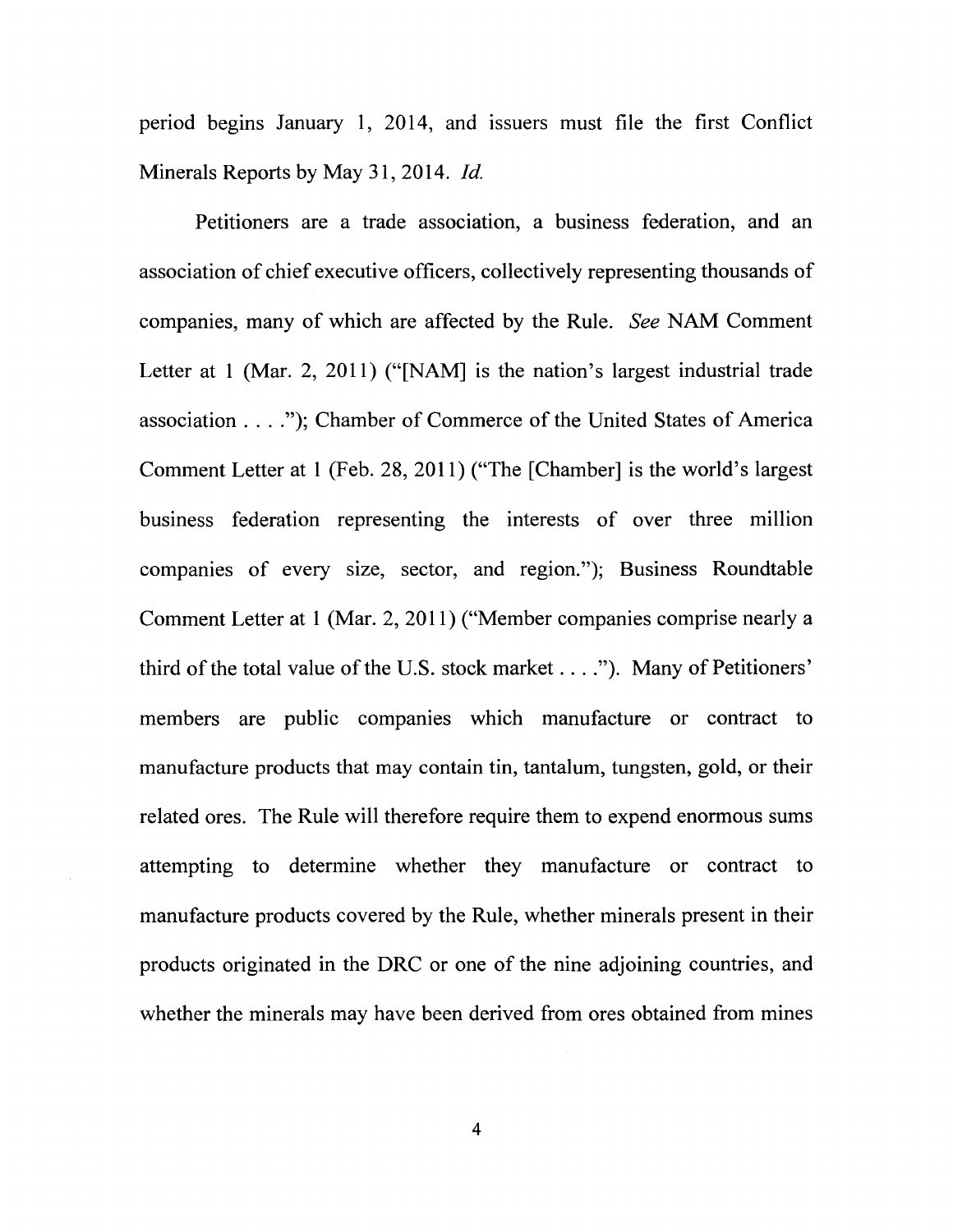period begins January 1, 2014, and issuers must file the first Conflict Minerals Reports by May 31, 2014. *Id.*

Petitioners are a trade association, a business federation, and an association of chief executive officers, collectively representing thousands of companies, many of which are affected by the Rule. *See* NAM Comment Letter at 1 (Mar. 2, 2011) ("[NAM] is the nation's largest industrial trade association . . . ."); Chamber of Commerce of the United States of America Comment Letter at 1 (Feb. 28, 2011) ("The [Chamber] is the world's largest business federation representing the interests of over three million companies of every size, sector, and region."); Business Roundtable Comment Letter at 1 (Mar. 2, 2011) ("Member companies comprise nearly a third of the total value of the U.S. stock market . . . ."). Many of Petitioners' members are public companies which manufacture or contract to manufacture products that may contain tin, tantalum, tungsten, gold, or their related ores. The Rule will therefore require them to expend enormous sums attempting to determine whether they manufacture or contract to manufacture products covered by the Rule, whether minerals present in their products originated in the DRC or one of the nine adjoining countries, and whether the minerals may have been derived from ores obtained from mines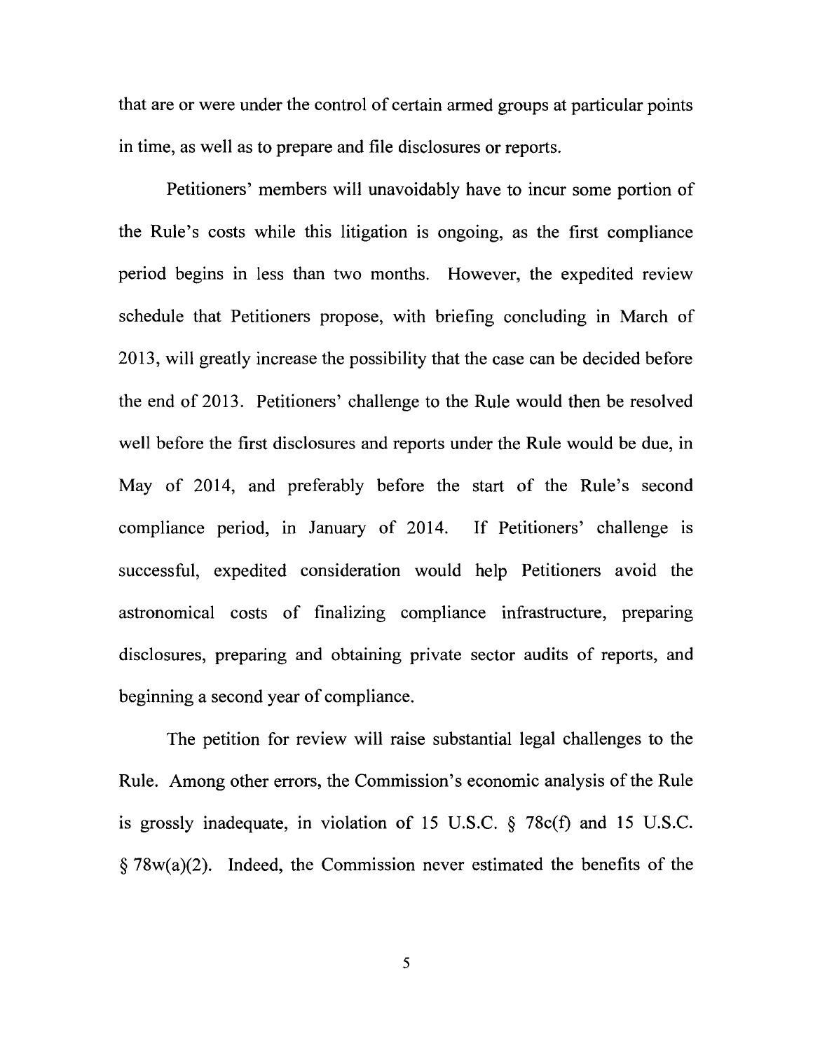that are or were under the control of certain armed groups at particular points in time, as well as to prepare and file disclosures or reports.

Petitioners' members will unavoidably have to incur some portion of the Rule's costs while this litigation is ongoing, as the first compliance period begins in less than two months. However, the expedited review schedule that Petitioners propose, with briefing concluding in March of 2013, will greatly increase the possibility that the case can be decided before the end of 2013. Petitioners' challenge to the Rule would then be resolved well before the first disclosures and reports under the Rule would be due, in May of 2014, and preferably before the start of the Rule's second compliance period, in January of 2014. If Petitioners' challenge is successful, expedited consideration would help Petitioners avoid the astronomical costs of finalizing compliance infrastructure, preparing disclosures, preparing and obtaining private sector audits of reports, and beginning a second year of compliance.

The petition for review will raise substantial legal challenges to the Rule. Among other errors, the Commission's economic analysis of the Rule is grossly inadequate, in violation of 15 U.S.C. § 78c(f) and 15 U.S.C. § 78w(a)(2). Indeed, the Commission never estimated the benefits of the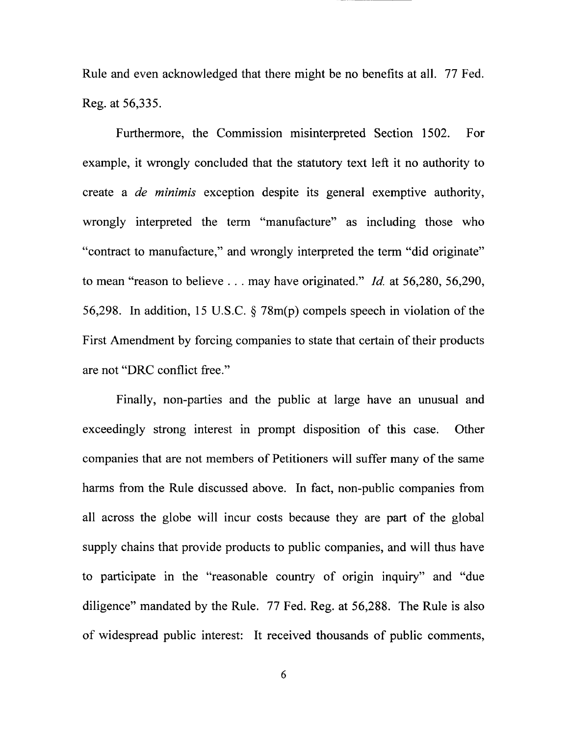Rule and even acknowledged that there might be no benefits at all. 77 Fed. Reg. at 56,335.

Furthermore, the Commission misinterpreted Section 1502. For example, it wrongly concluded that the statutory text left it no authority to create a *de minimis* exception despite its general exemptive authority, wrongly interpreted the term "manufacture" as including those who "contract to manufacture," and wrongly interpreted the term "did originate" to mean "reason to believe . . . may have originated." *Id.* at 56,280, 56,290, 56,298. In addition, 15 U.S.C. § 78m(p) compels speech in violation of the First Amendment by forcing companies to state that certain of their products are not "DRC conflict free."

Finally, non-parties and the public at large have an unusual and exceedingly strong interest in prompt disposition of this case. Other companies that are not members of Petitioners will suffer many of the same harms from the Rule discussed above. In fact, non-public companies from all across the globe will incur costs because they are part of the global supply chains that provide products to public companies, and will thus have to participate in the "reasonable country of origin inquiry" and "due diligence" mandated by the Rule. 77 Fed. Reg. at 56,288. The Rule is also of widespread public interest: It received thousands of public comments,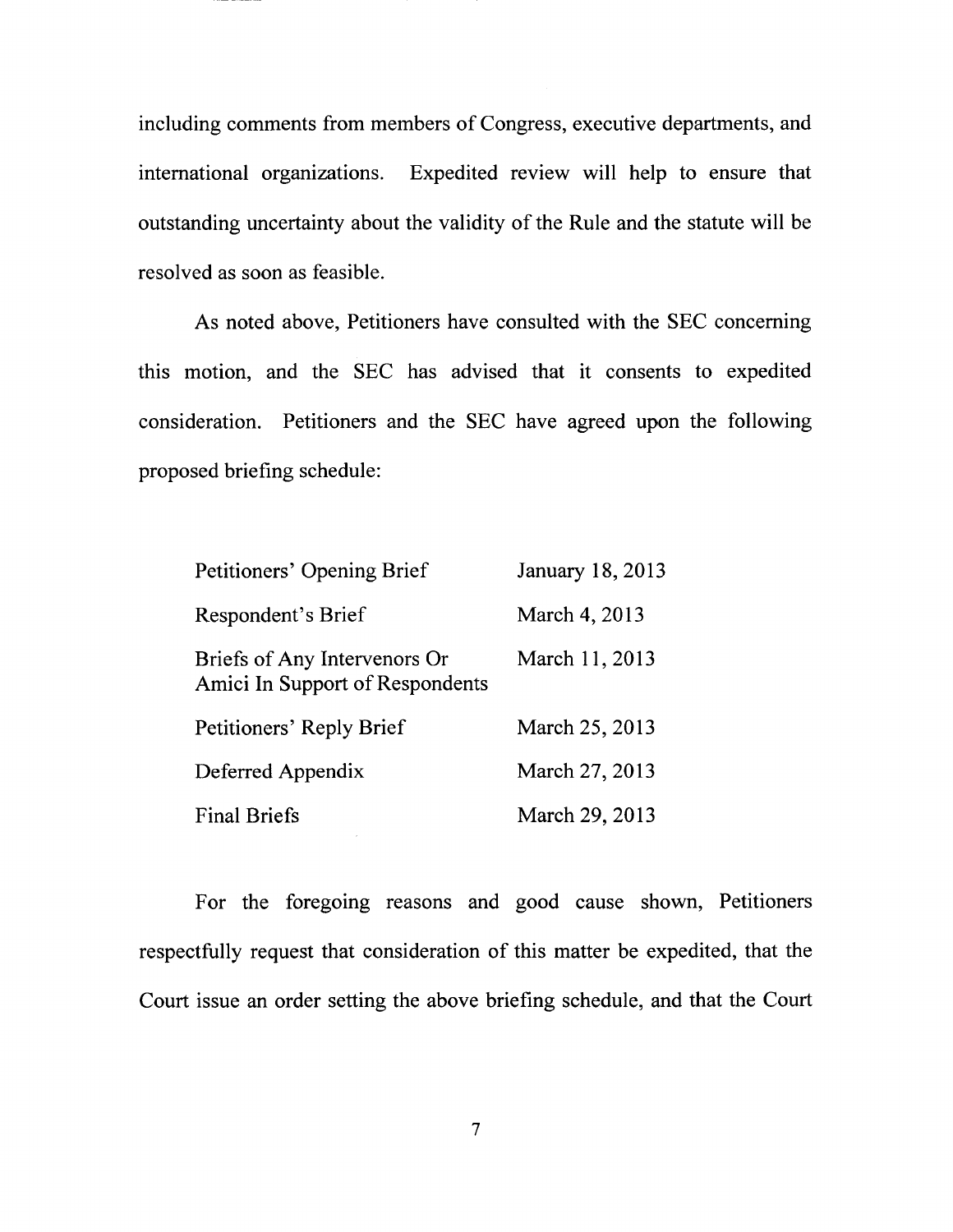including comments from members of Congress, executive departments, and international organizations. Expedited review will help to ensure that outstanding uncertainty about the validity of the Rule and the statute will be resolved as soon as feasible.

As noted above, Petitioners have consulted with the SEC concerning this motion, and the SEC has advised that it consents to expedited consideration. Petitioners and the SEC have agreed upon the following proposed briefing schedule:

| | |
|---|---|
| Petitioners' Opening Brief | January 18, 2013 |
| Respondent's Brief | March 4, 2013 |
| Briefs of Any Intervenors Or Amici In Support of Respondents | March 11, 2013 |
| Petitioners' Reply Brief | March 25, 2013 |
| Deferred Appendix | March 27, 2013 |
| Final Briefs | March 29, 2013 |

For the foregoing reasons and good cause shown, Petitioners respectfully request that consideration of this matter be expedited, that the Court issue an order setting the above briefing schedule, and that the Court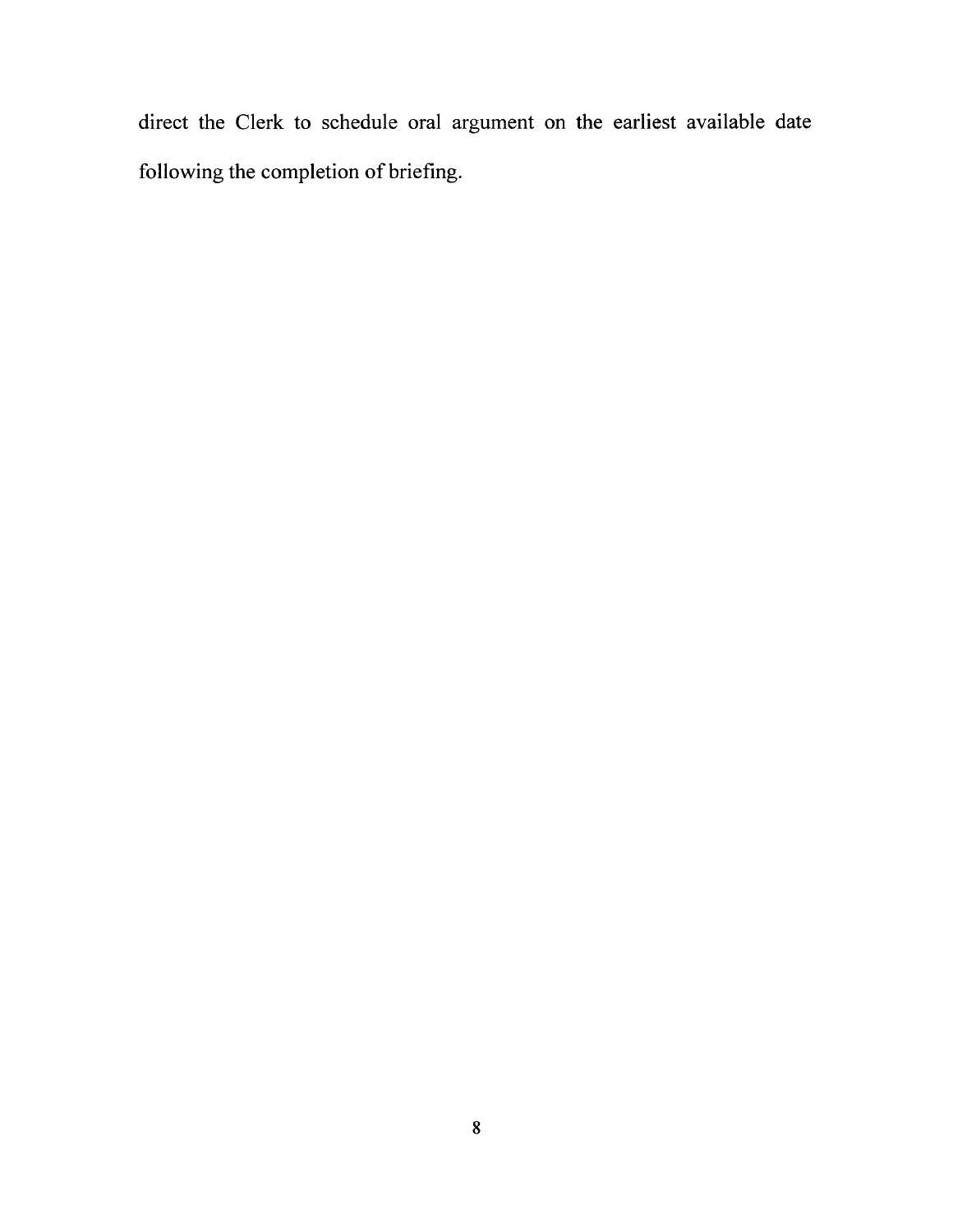direct the Clerk to schedule oral argument on the earliest available date following the completion of briefing.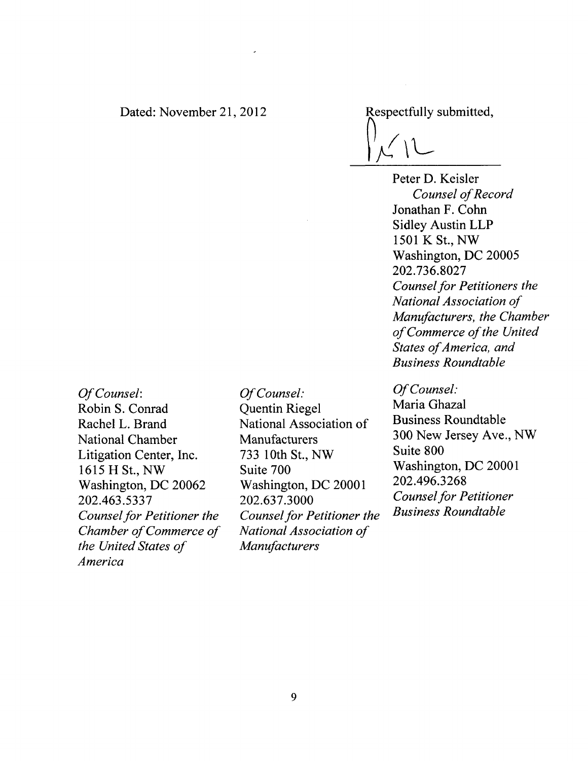Dated: November 21, 2012

Respectfully submitted,

Peter D. Keisler
*Counsel of Record*
Jonathan F. Cohn
Sidley Austin LLP
1501 K St., NW
Washington, DC 20005
202.736.8027
*Counsel for Petitioners the National Association of Manufacturers, the Chamber of Commerce of the United States of America, and Business Roundtable*

*Of Counsel*:
Robin S. Conrad
Rachel L. Brand
National Chamber Litigation Center, Inc.
1615 H St., NW
Washington, DC 20062
202.463.5337
*Counsel for Petitioner the Chamber of Commerce of the United States of America*

*Of Counsel:*
Quentin Riegel
National Association of Manufacturers
733 10th St., NW
Suite 700
Washington, DC 20001
202.637.3000
*Counsel for Petitioner the National Association of Manufacturers*

*Of Counsel:*
Maria Ghazal
Business Roundtable
300 New Jersey Ave., NW
Suite 800
Washington, DC 20001
202.496.3268
*Counsel for Petitioner Business Roundtable*